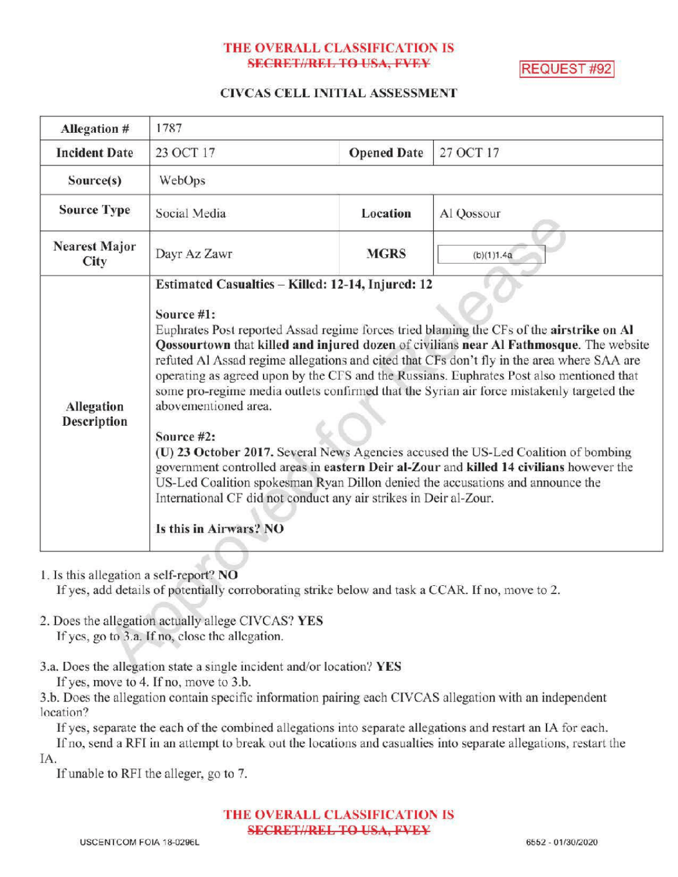THE OVERALL CLASSIFICATION IS
~~SECRET//REL TO USA, FVEY~~

REQUEST #92

## CIVCAS CELL INITIAL ASSESSMENT

| Allegation # | 1787 | | |
|---|---|---|---|
| **Incident Date** | 23 OCT 17 | **Opened Date** | 27 OCT 17 |
| **Source(s)** | WebOps | | |
| **Source Type** | Social Media | **Location** | Al Qossour |
| **Nearest Major City** | Dayr Az Zawr | **MGRS** | (b)(1)1.4a |
| **Allegation Description** | **Estimated Casualties – Killed: 12-14, Injured: 12**<br><br>**Source #1:**<br>Euphrates Post reported Assad regime forces tried blaming the CFs of the **airstrike on Al Qossourtown** that **killed and injured dozen** of civilians **near Al Fathmosque**. The website refuted Al Assad regime allegations and cited that CFs don't fly in the area where SAA are operating as agreed upon by the CFS and the Russians. Euphrates Post also mentioned that some pro-regime media outlets confirmed that the Syrian air force mistakenly targeted the abovementioned area.<br><br>**Source #2:**<br>**(U) 23 October 2017.** Several News Agencies accused the US-Led Coalition of bombing government controlled areas in **eastern Deir al-Zour** and **killed 14 civilians** however the US-Led Coalition spokesman Ryan Dillon denied the accusations and announce the International CF did not conduct any air strikes in Deir al-Zour.<br><br>**Is this in Airwars? NO** | | |

1. Is this allegation a self-report? **NO**
   If yes, add details of potentially corroborating strike below and task a CCAR. If no, move to 2.

2. Does the allegation actually allege CIVCAS? **YES**
   If yes, go to 3.a. If no, close the allegation.

3.a. Does the allegation state a single incident and/or location? **YES**
   If yes, move to 4. If no, move to 3.b.

3.b. Does the allegation contain specific information pairing each CIVCAS allegation with an independent location?
   If yes, separate the each of the combined allegations into separate allegations and restart an IA for each.
   If no, send a RFI in an attempt to break out the locations and casualties into separate allegations, restart the IA.
   If unable to RFI the alleger, go to 7.

THE OVERALL CLASSIFICATION IS
~~SECRET//REL TO USA, FVEY~~

USCENTCOM FOIA 18-0296L

6552 - 01/30/2020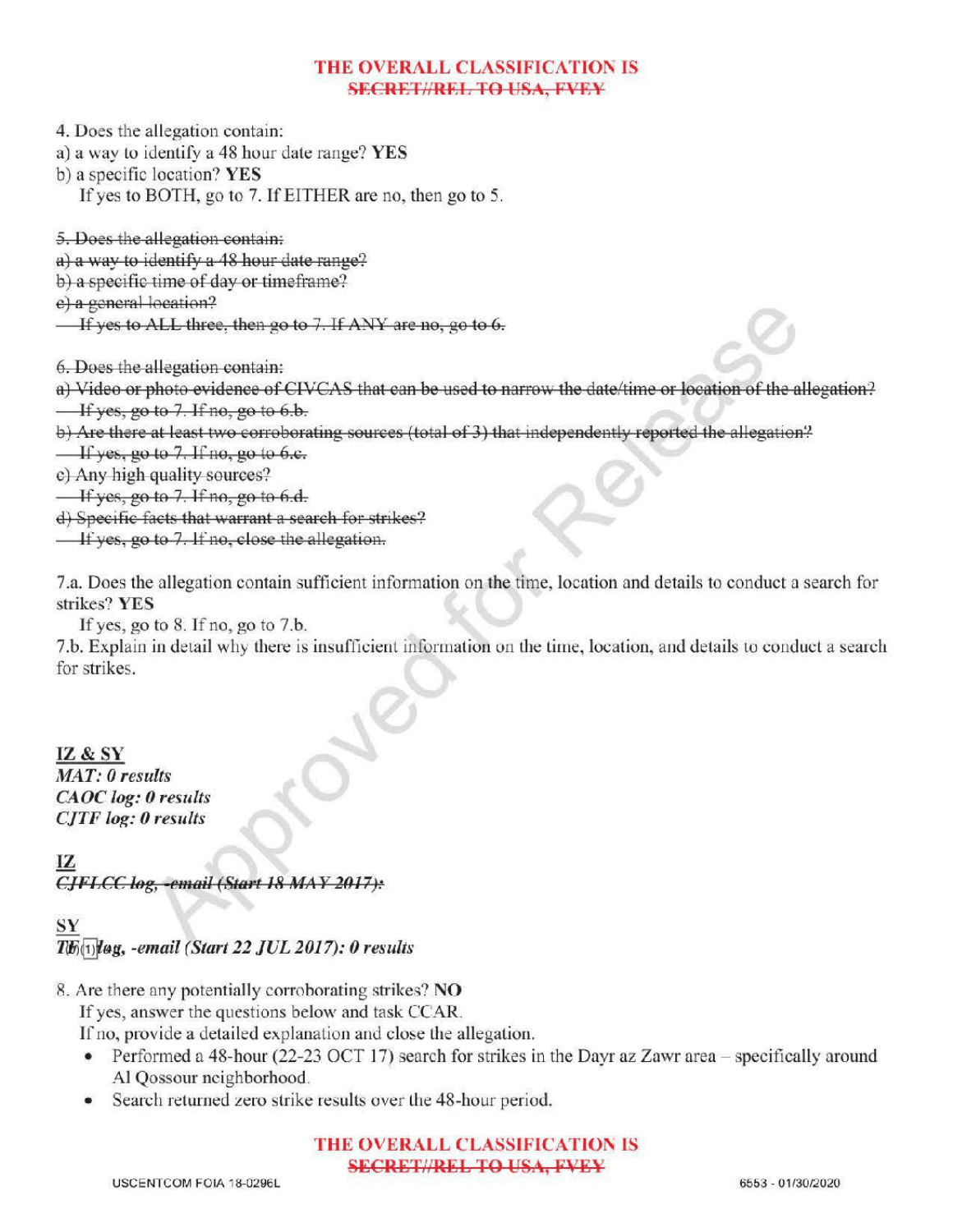**THE OVERALL CLASSIFICATION IS**
~~**SECRET//REL TO USA, FVEY**~~

4. Does the allegation contain:
a) a way to identify a 48 hour date range? **YES**
b) a specific location? **YES**
   If yes to BOTH, go to 7. If EITHER are no, then go to 5.

~~5. Does the allegation contain:~~
~~a) a way to identify a 48 hour date range?~~
~~b) a specific time of day or timeframe?~~
~~c) a general location?~~
~~If yes to ALL three, then go to 7. If ANY are no, go to 6.~~

~~6. Does the allegation contain:~~
~~a) Video or photo evidence of CIVCAS that can be used to narrow the date/time or location of the allegation?~~
~~If yes, go to 7. If no, go to 6.b.~~
~~b) Are there at least two corroborating sources (total of 3) that independently reported the allegation?~~
~~If yes, go to 7. If no, go to 6.c.~~
~~c) Any high quality sources?~~
~~If yes, go to 7. If no, go to 6.d.~~
~~d) Specific facts that warrant a search for strikes?~~
~~If yes, go to 7. If no, close the allegation.~~

7.a. Does the allegation contain sufficient information on the time, location and details to conduct a search for strikes? **YES**
   If yes, go to 8. If no, go to 7.b.
7.b. Explain in detail why there is insufficient information on the time, location, and details to conduct a search for strikes.

**IZ & SY**
***MAT: 0 results***
***CAOC log: 0 results***
***CJTF log: 0 results***

**IZ**
~~***CJFLCC log, -email (Start 18 MAY 2017):***~~

**SY**
***TF (b)(1) log, -email (Start 22 JUL 2017): 0 results***

8. Are there any potentially corroborating strikes? **NO**
   If yes, answer the questions below and task CCAR.
   If no, provide a detailed explanation and close the allegation.
   - Performed a 48-hour (22-23 OCT 17) search for strikes in the Dayr az Zawr area – specifically around Al Qossour neighborhood.
   - Search returned zero strike results over the 48-hour period.

**THE OVERALL CLASSIFICATION IS**
~~**SECRET//REL TO USA, FVEY**~~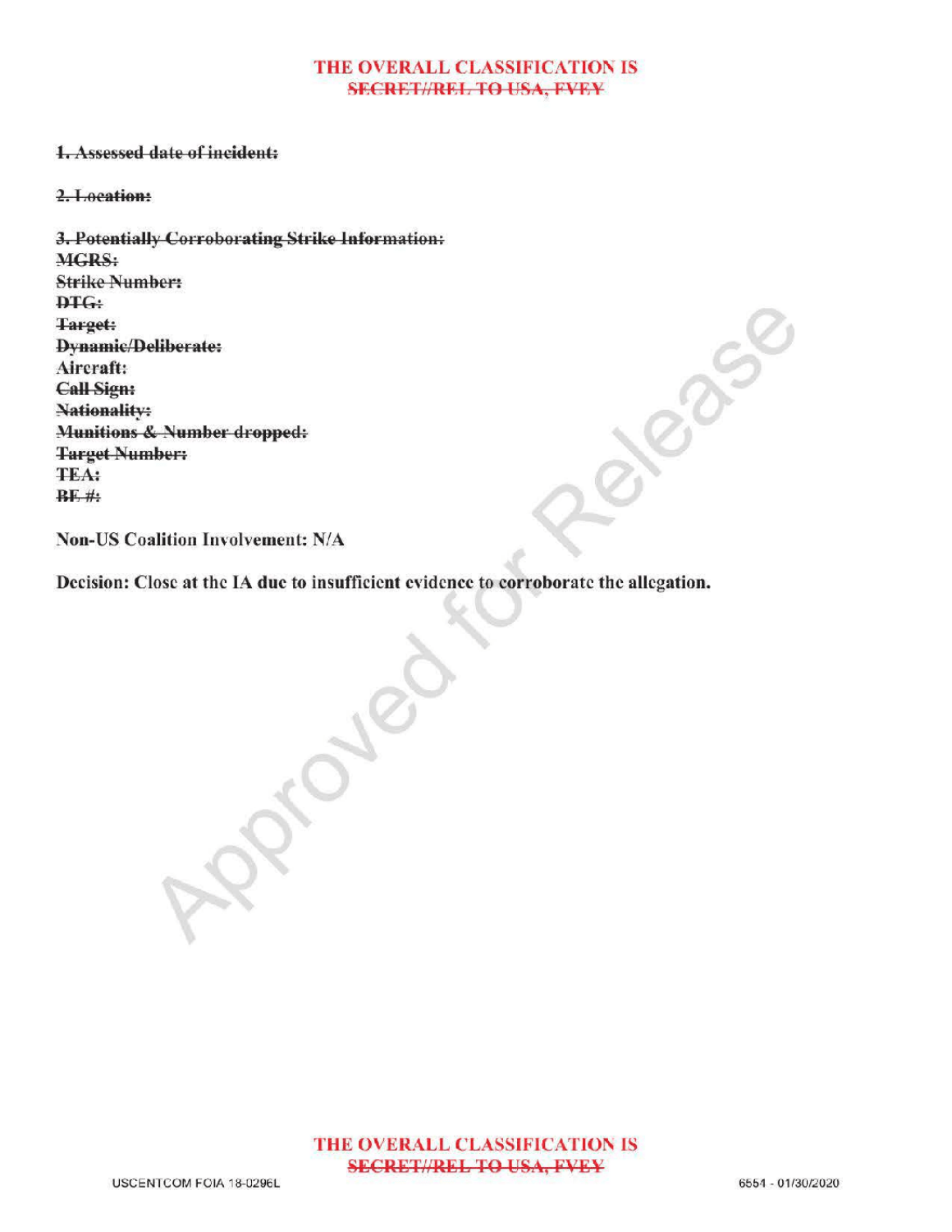**THE OVERALL CLASSIFICATION IS**
**~~SECRET//REL TO USA, FVEY~~**

~~**1. Assessed date of incident:**~~

~~**2. Location:**~~

~~**3. Potentially Corroborating Strike Information:**~~
~~**MGRS:**~~
~~**Strike Number:**~~
~~**DTG:**~~
~~**Target:**~~
~~**Dynamic/Deliberate:**~~
**Aircraft:**
~~**Call Sign:**~~
~~**Nationality:**~~
~~**Munitions & Number dropped:**~~
~~**Target Number:**~~
~~**TEA:**~~
~~**BE #:**~~

**Non-US Coalition Involvement: N/A**

**Decision: Close at the IA due to insufficient evidence to corroborate the allegation.**

**THE OVERALL CLASSIFICATION IS**
**~~SECRET//REL TO USA, FVEY~~**

USCENTCOM FOIA 18-0296L

6554 - 01/30/2020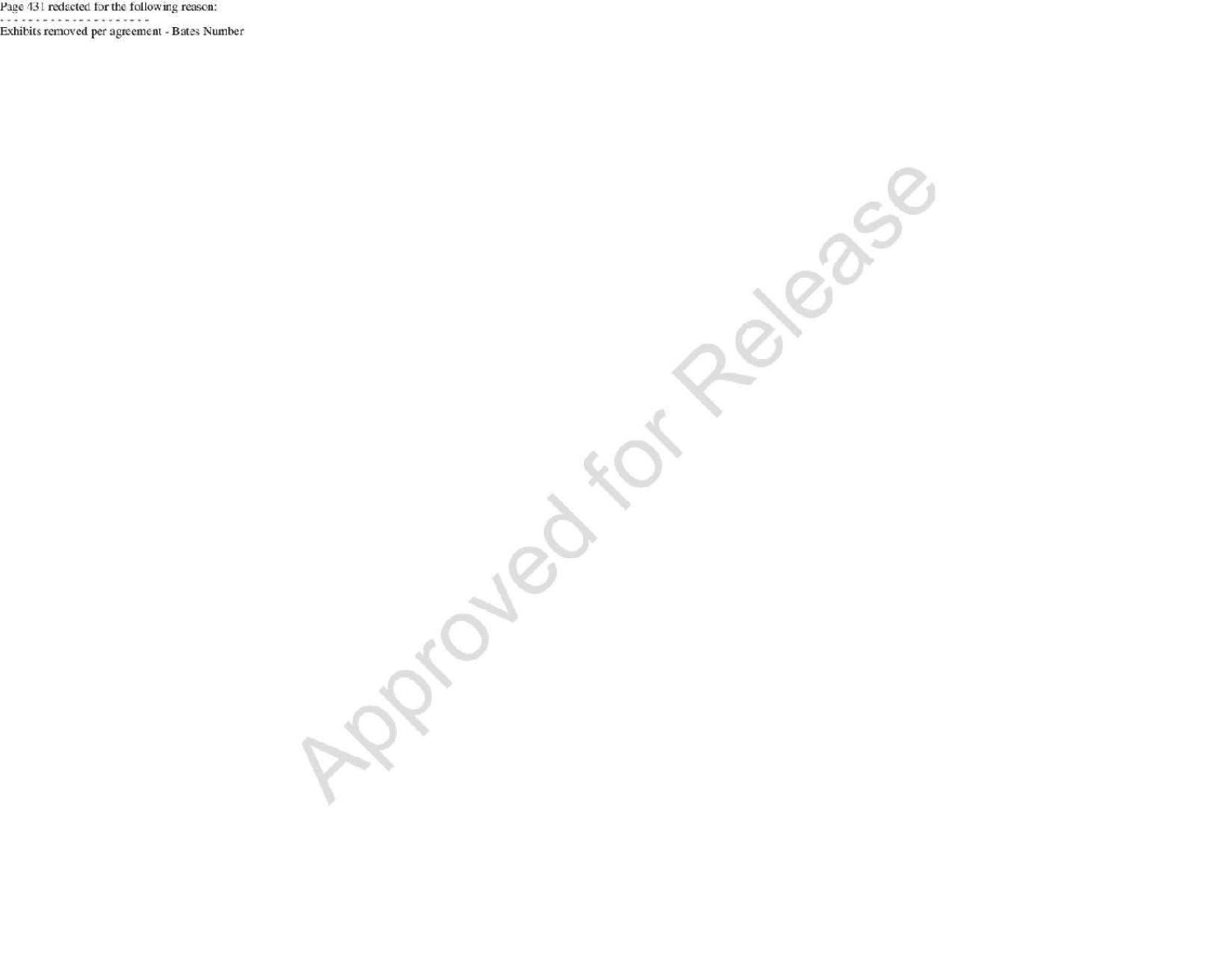Page 431 redacted for the following reason:

- - - - - - - - - - - - - - - - - - - -

Exhibits removed per agreement - Bates Number